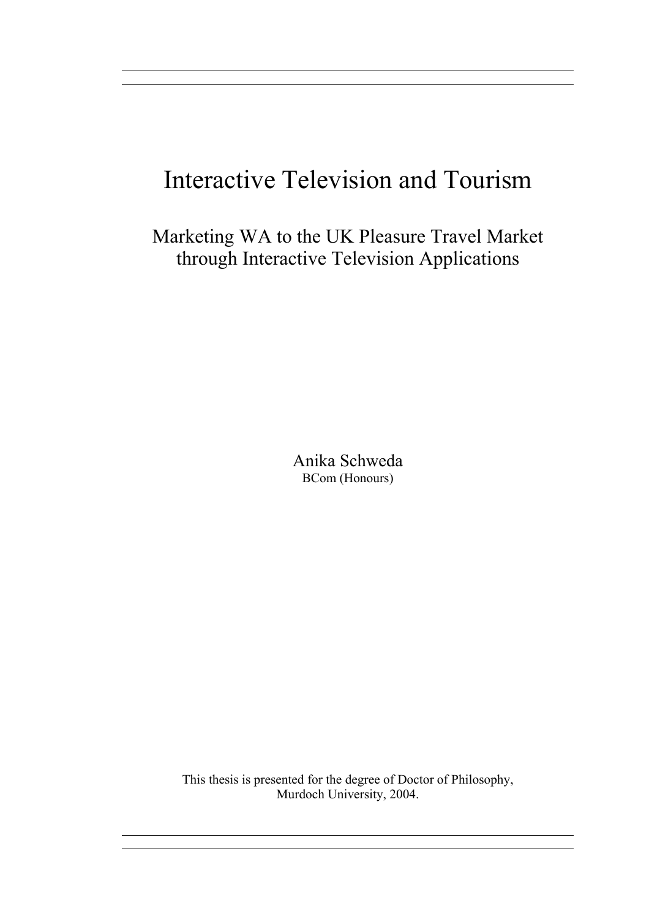# Interactive Television and Tourism

## Marketing WA to the UK Pleasure Travel Market through Interactive Television Applications

Anika Schweda
BCom (Honours)

This thesis is presented for the degree of Doctor of Philosophy,
Murdoch University, 2004.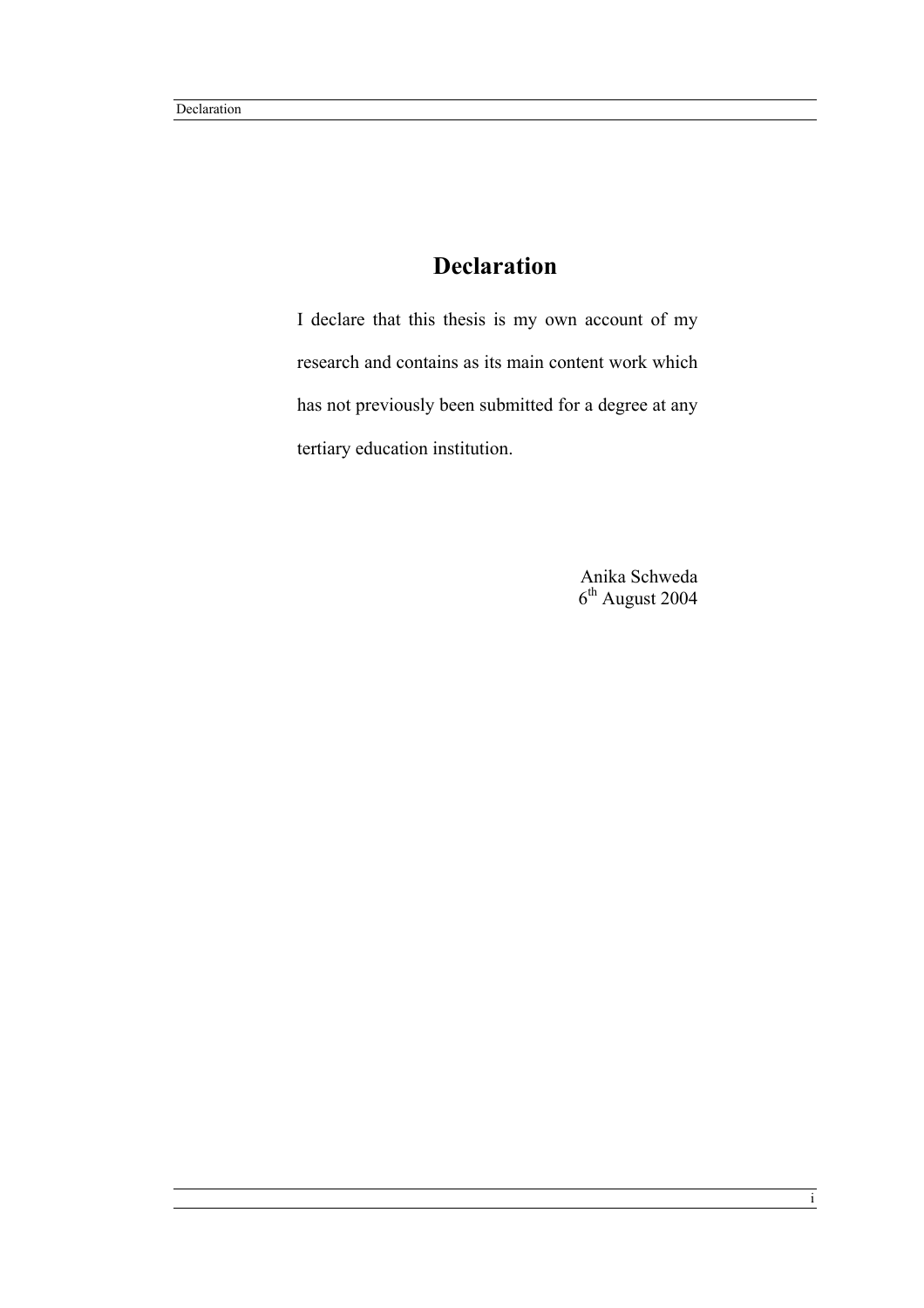# Declaration

I declare that this thesis is my own account of my research and contains as its main content work which has not previously been submitted for a degree at any tertiary education institution.

Anika Schweda
6th August 2004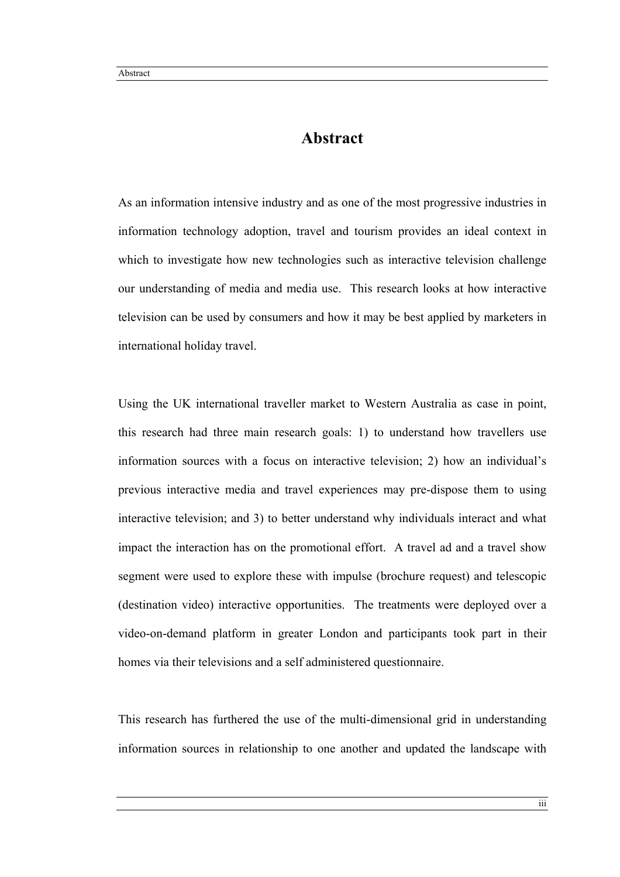# Abstract

As an information intensive industry and as one of the most progressive industries in information technology adoption, travel and tourism provides an ideal context in which to investigate how new technologies such as interactive television challenge our understanding of media and media use. This research looks at how interactive television can be used by consumers and how it may be best applied by marketers in international holiday travel.

Using the UK international traveller market to Western Australia as case in point, this research had three main research goals: 1) to understand how travellers use information sources with a focus on interactive television; 2) how an individual's previous interactive media and travel experiences may pre-dispose them to using interactive television; and 3) to better understand why individuals interact and what impact the interaction has on the promotional effort. A travel ad and a travel show segment were used to explore these with impulse (brochure request) and telescopic (destination video) interactive opportunities. The treatments were deployed over a video-on-demand platform in greater London and participants took part in their homes via their televisions and a self administered questionnaire.

This research has furthered the use of the multi-dimensional grid in understanding information sources in relationship to one another and updated the landscape with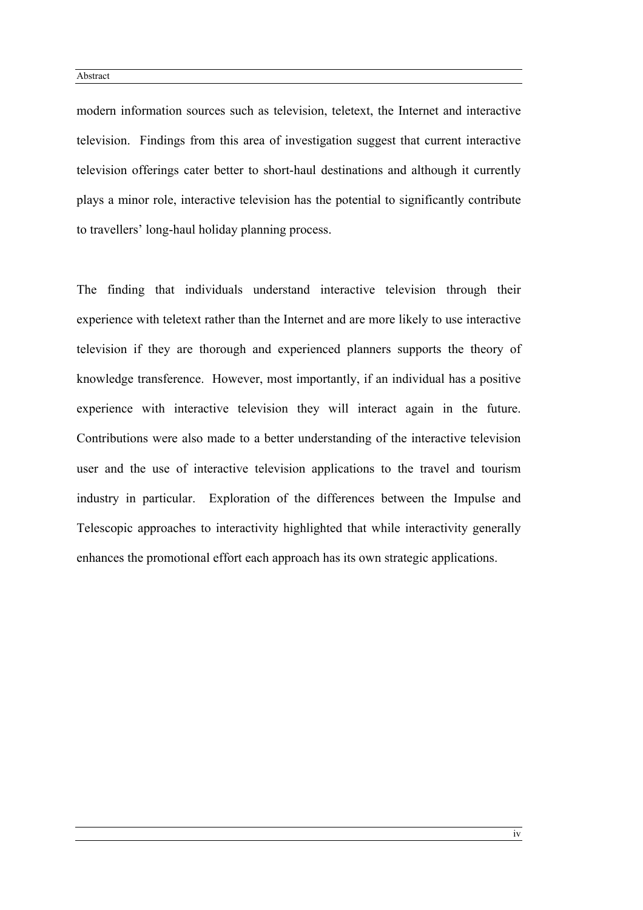modern information sources such as television, teletext, the Internet and interactive television. Findings from this area of investigation suggest that current interactive television offerings cater better to short-haul destinations and although it currently plays a minor role, interactive television has the potential to significantly contribute to travellers' long-haul holiday planning process.

The finding that individuals understand interactive television through their experience with teletext rather than the Internet and are more likely to use interactive television if they are thorough and experienced planners supports the theory of knowledge transference. However, most importantly, if an individual has a positive experience with interactive television they will interact again in the future. Contributions were also made to a better understanding of the interactive television user and the use of interactive television applications to the travel and tourism industry in particular. Exploration of the differences between the Impulse and Telescopic approaches to interactivity highlighted that while interactivity generally enhances the promotional effort each approach has its own strategic applications.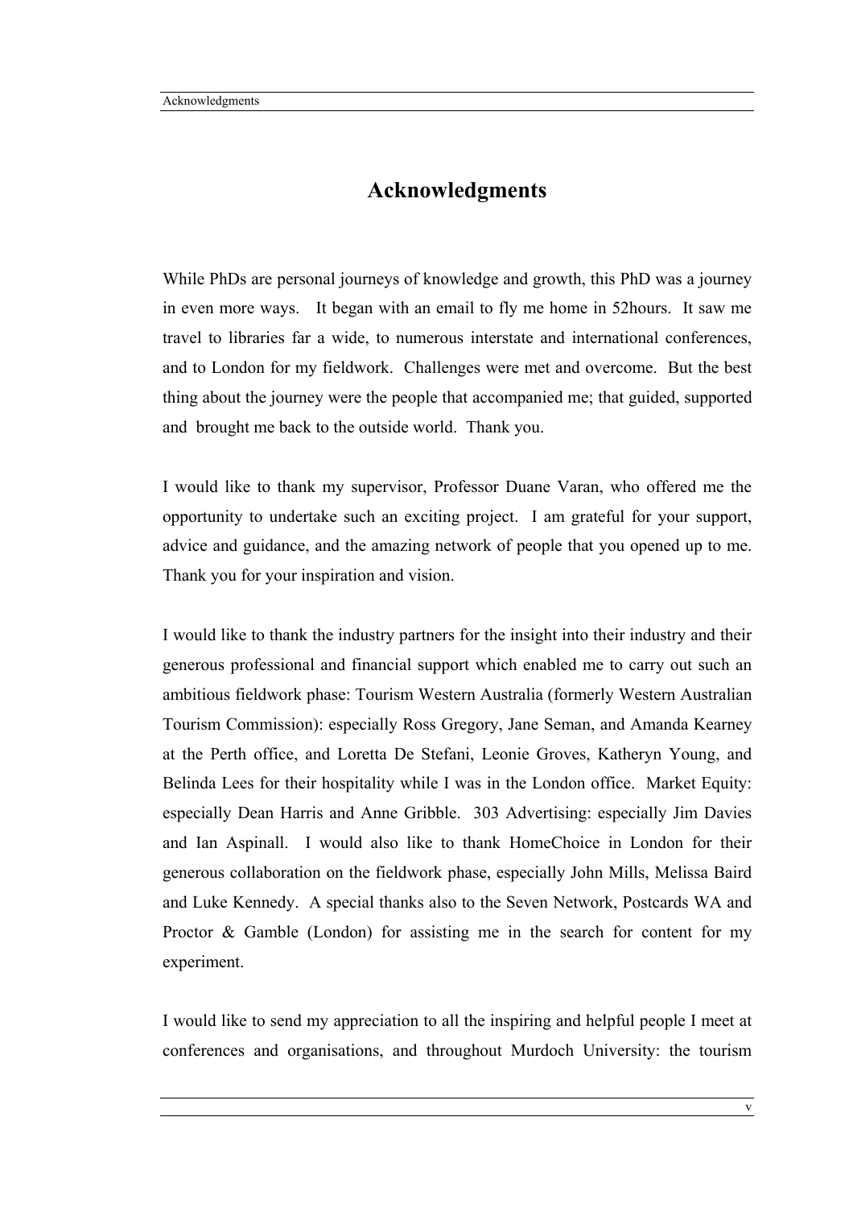# Acknowledgments

While PhDs are personal journeys of knowledge and growth, this PhD was a journey in even more ways. It began with an email to fly me home in 52hours. It saw me travel to libraries far a wide, to numerous interstate and international conferences, and to London for my fieldwork. Challenges were met and overcome. But the best thing about the journey were the people that accompanied me; that guided, supported and brought me back to the outside world. Thank you.

I would like to thank my supervisor, Professor Duane Varan, who offered me the opportunity to undertake such an exciting project. I am grateful for your support, advice and guidance, and the amazing network of people that you opened up to me. Thank you for your inspiration and vision.

I would like to thank the industry partners for the insight into their industry and their generous professional and financial support which enabled me to carry out such an ambitious fieldwork phase: Tourism Western Australia (formerly Western Australian Tourism Commission): especially Ross Gregory, Jane Seman, and Amanda Kearney at the Perth office, and Loretta De Stefani, Leonie Groves, Katheryn Young, and Belinda Lees for their hospitality while I was in the London office. Market Equity: especially Dean Harris and Anne Gribble. 303 Advertising: especially Jim Davies and Ian Aspinall. I would also like to thank HomeChoice in London for their generous collaboration on the fieldwork phase, especially John Mills, Melissa Baird and Luke Kennedy. A special thanks also to the Seven Network, Postcards WA and Proctor & Gamble (London) for assisting me in the search for content for my experiment.

I would like to send my appreciation to all the inspiring and helpful people I meet at conferences and organisations, and throughout Murdoch University: the tourism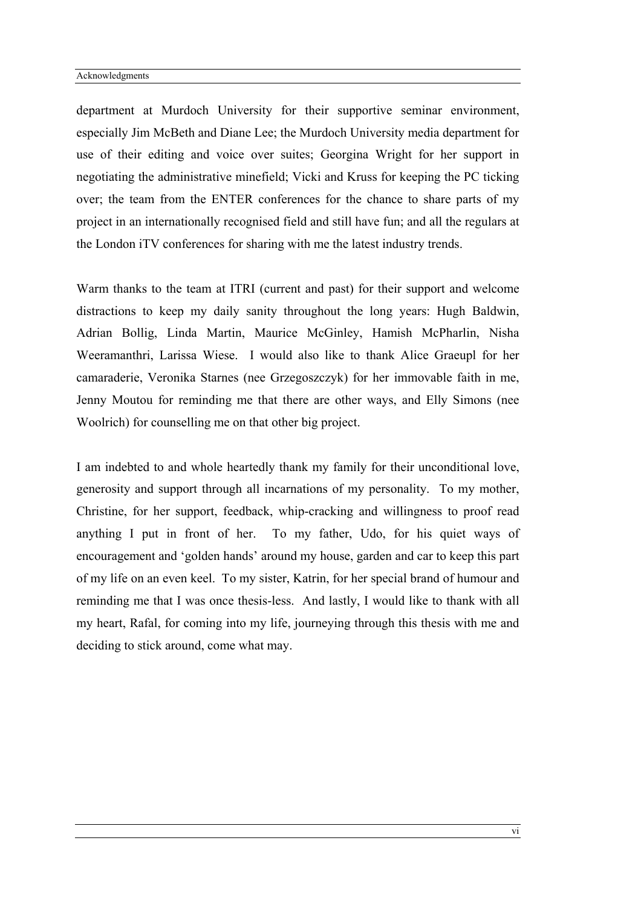department at Murdoch University for their supportive seminar environment, especially Jim McBeth and Diane Lee; the Murdoch University media department for use of their editing and voice over suites; Georgina Wright for her support in negotiating the administrative minefield; Vicki and Kruss for keeping the PC ticking over; the team from the ENTER conferences for the chance to share parts of my project in an internationally recognised field and still have fun; and all the regulars at the London iTV conferences for sharing with me the latest industry trends.

Warm thanks to the team at ITRI (current and past) for their support and welcome distractions to keep my daily sanity throughout the long years: Hugh Baldwin, Adrian Bollig, Linda Martin, Maurice McGinley, Hamish McPharlin, Nisha Weeramanthri, Larissa Wiese. I would also like to thank Alice Graeupl for her camaraderie, Veronika Starnes (nee Grzegoszczyk) for her immovable faith in me, Jenny Moutou for reminding me that there are other ways, and Elly Simons (nee Woolrich) for counselling me on that other big project.

I am indebted to and whole heartedly thank my family for their unconditional love, generosity and support through all incarnations of my personality. To my mother, Christine, for her support, feedback, whip-cracking and willingness to proof read anything I put in front of her. To my father, Udo, for his quiet ways of encouragement and 'golden hands' around my house, garden and car to keep this part of my life on an even keel. To my sister, Katrin, for her special brand of humour and reminding me that I was once thesis-less. And lastly, I would like to thank with all my heart, Rafal, for coming into my life, journeying through this thesis with me and deciding to stick around, come what may.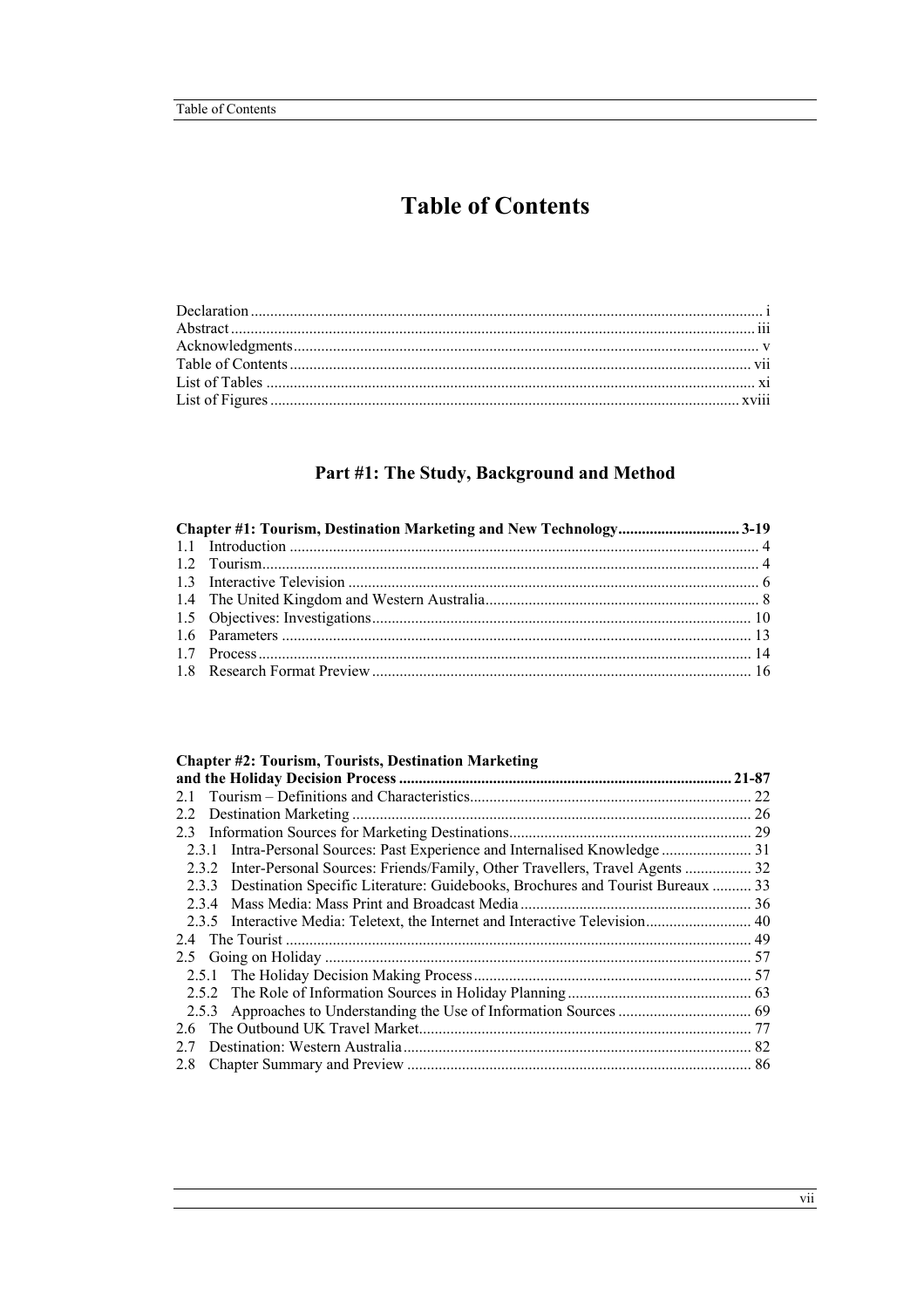# Table of Contents

Declaration ........ i
Abstract ........ iii
Acknowledgments ........ v
Table of Contents ........ vii
List of Tables ........ xi
List of Figures ........ xviii

## Part #1: The Study, Background and Method

**Chapter #1: Tourism, Destination Marketing and New Technology ........ 3-19**

1.1 Introduction ........ 4
1.2 Tourism ........ 4
1.3 Interactive Television ........ 6
1.4 The United Kingdom and Western Australia ........ 8
1.5 Objectives: Investigations ........ 10
1.6 Parameters ........ 13
1.7 Process ........ 14
1.8 Research Format Preview ........ 16

**Chapter #2: Tourism, Tourists, Destination Marketing and the Holiday Decision Process ........ 21-87**

2.1 Tourism – Definitions and Characteristics ........ 22
2.2 Destination Marketing ........ 26
2.3 Information Sources for Marketing Destinations ........ 29
  2.3.1 Intra-Personal Sources: Past Experience and Internalised Knowledge ........ 31
  2.3.2 Inter-Personal Sources: Friends/Family, Other Travellers, Travel Agents ........ 32
  2.3.3 Destination Specific Literature: Guidebooks, Brochures and Tourist Bureaux ........ 33
  2.3.4 Mass Media: Mass Print and Broadcast Media ........ 36
  2.3.5 Interactive Media: Teletext, the Internet and Interactive Television ........ 40
2.4 The Tourist ........ 49
2.5 Going on Holiday ........ 57
  2.5.1 The Holiday Decision Making Process ........ 57
  2.5.2 The Role of Information Sources in Holiday Planning ........ 63
  2.5.3 Approaches to Understanding the Use of Information Sources ........ 69
2.6 The Outbound UK Travel Market ........ 77
2.7 Destination: Western Australia ........ 82
2.8 Chapter Summary and Preview ........ 86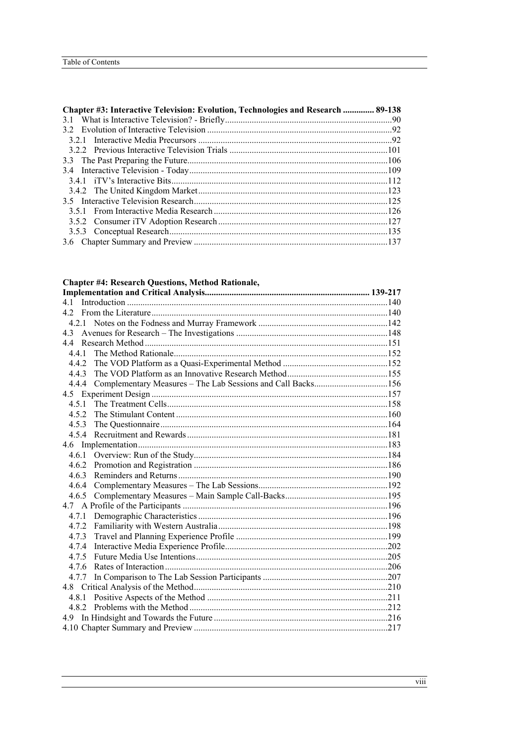**Chapter #3: Interactive Television: Evolution, Technologies and Research ............. 89-138**

3.1 What is Interactive Television? - Briefly ............................................................................90
3.2 Evolution of Interactive Television ...................................................................................92
  3.2.1 Interactive Media Precursors .......................................................................................92
  3.2.2 Previous Interactive Television Trials .......................................................................101
3.3 The Past Preparing the Future.........................................................................................106
3.4 Interactive Television - Today........................................................................................109
  3.4.1 iTV's Interactive Bits................................................................................................112
  3.4.2 The United Kingdom Market....................................................................................123
3.5 Interactive Television Research......................................................................................125
  3.5.1 From Interactive Media Research .............................................................................126
  3.5.2 Consumer iTV Adoption Research ...........................................................................127
  3.5.3 Conceptual Research.................................................................................................135
3.6 Chapter Summary and Preview ......................................................................................137

**Chapter #4: Research Questions, Method Rationale, Implementation and Critical Analysis......................................................................... 139-217**

4.1 Introduction ....................................................................................................................140
4.2 From the Literature.........................................................................................................140
  4.2.1 Notes on the Fodness and Murray Framework ..........................................................142
4.3 Avenues for Research – The Investigations ...................................................................148
4.4 Research Method ............................................................................................................151
  4.4.1 The Method Rationale...............................................................................................152
  4.4.2 The VOD Platform as a Quasi-Experimental Method ...............................................152
  4.4.3 The VOD Platform as an Innovative Research Method.............................................155
  4.4.4 Complementary Measures – The Lab Sessions and Call Backs.................................156
4.5 Experiment Design .........................................................................................................157
  4.5.1 The Treatment Cells..................................................................................................158
  4.5.2 The Stimulant Content ..............................................................................................160
  4.5.3 The Questionnaire.....................................................................................................164
  4.5.4 Recruitment and Rewards .........................................................................................181
4.6 Implementation...............................................................................................................183
  4.6.1 Overview: Run of the Study......................................................................................184
  4.6.2 Promotion and Registration ......................................................................................186
  4.6.3 Reminders and Returns .............................................................................................190
  4.6.4 Complementary Measures – The Lab Sessions..........................................................192
  4.6.5 Complementary Measures – Main Sample Call-Backs..............................................195
4.7 A Profile of the Participants ...........................................................................................196
  4.7.1 Demographic Characteristics ....................................................................................196
  4.7.2 Familiarity with Western Australia...........................................................................198
  4.7.3 Travel and Planning Experience Profile ....................................................................199
  4.7.4 Interactive Media Experience Profile........................................................................202
  4.7.5 Future Media Use Intentions.....................................................................................205
  4.7.6 Rates of Interaction ...................................................................................................206
  4.7.7 In Comparison to The Lab Session Participants .......................................................207
4.8 Critical Analysis of the Method......................................................................................210
  4.8.1 Positive Aspects of the Method ................................................................................211
  4.8.2 Problems with the Method ........................................................................................212
4.9 In Hindsight and Towards the Future .............................................................................216
4.10 Chapter Summary and Preview ......................................................................................217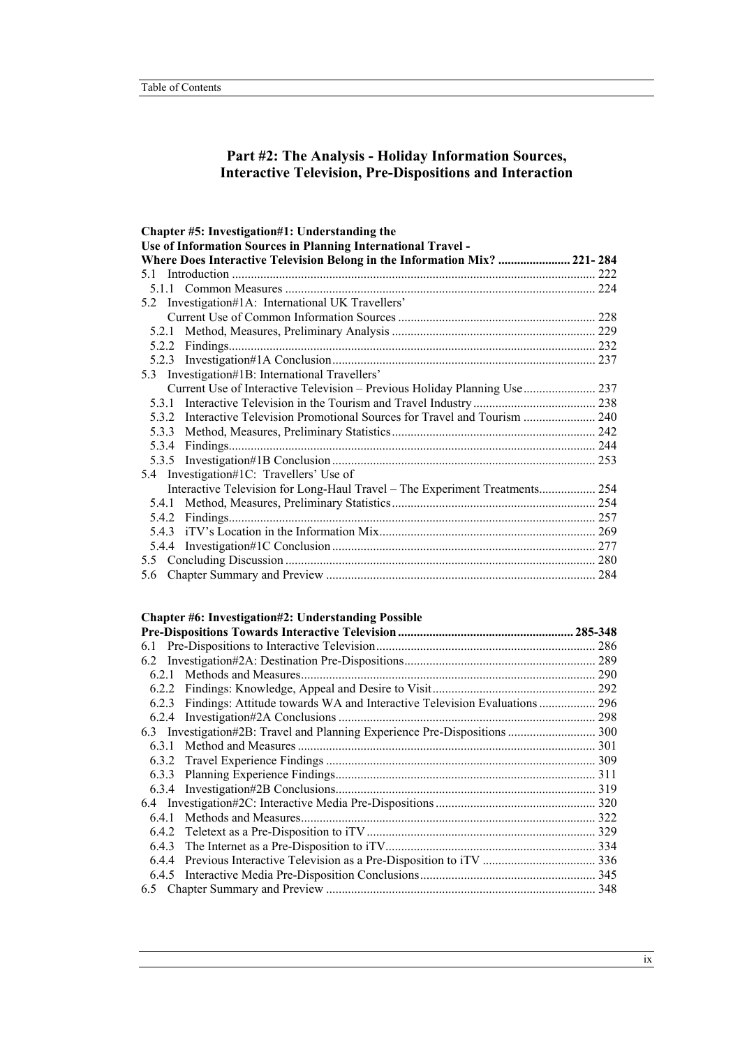# Part #2: The Analysis - Holiday Information Sources, Interactive Television, Pre-Dispositions and Interaction

**Chapter #5: Investigation#1: Understanding the Use of Information Sources in Planning International Travel - Where Does Interactive Television Belong in the Information Mix? ....................... 221- 284**

5.1 Introduction ................................................................................................... 222
 5.1.1 Common Measures .................................................................................. 224
5.2 Investigation#1A: International UK Travellers' Current Use of Common Information Sources ............................................................... 228
 5.2.1 Method, Measures, Preliminary Analysis ................................................ 229
 5.2.2 Findings.................................................................................................... 232
 5.2.3 Investigation#1A Conclusion................................................................... 237
5.3 Investigation#1B: International Travellers' Current Use of Interactive Television – Previous Holiday Planning Use....................... 237
 5.3.1 Interactive Television in the Tourism and Travel Industry....................................... 238
 5.3.2 Interactive Television Promotional Sources for Travel and Tourism ....................... 240
 5.3.3 Method, Measures, Preliminary Statistics................................................ 242
 5.3.4 Findings.................................................................................................... 244
 5.3.5 Investigation#1B Conclusion ................................................................... 253
5.4 Investigation#1C: Travellers' Use of Interactive Television for Long-Haul Travel – The Experiment Treatments.................. 254
 5.4.1 Method, Measures, Preliminary Statistics................................................ 254
 5.4.2 Findings.................................................................................................... 257
 5.4.3 iTV's Location in the Information Mix.................................................... 269
 5.4.4 Investigation#1C Conclusion ................................................................... 277
5.5 Concluding Discussion .................................................................................. 280
5.6 Chapter Summary and Preview ..................................................................... 284

**Chapter #6: Investigation#2: Understanding Possible Pre-Dispositions Towards Interactive Television ....................................................... 285-348**

6.1 Pre-Dispositions to Interactive Television..................................................... 286
6.2 Investigation#2A: Destination Pre-Dispositions............................................ 289
 6.2.1 Methods and Measures............................................................................. 290
 6.2.2 Findings: Knowledge, Appeal and Desire to Visit.................................... 292
 6.2.3 Findings: Attitude towards WA and Interactive Television Evaluations .................. 296
 6.2.4 Investigation#2A Conclusions ................................................................. 298
6.3 Investigation#2B: Travel and Planning Experience Pre-Dispositions ............................ 300
 6.3.1 Method and Measures .............................................................................. 301
 6.3.2 Travel Experience Findings ..................................................................... 309
 6.3.3 Planning Experience Findings.................................................................. 311
 6.3.4 Investigation#2B Conclusions.................................................................. 319
6.4 Investigation#2C: Interactive Media Pre-Dispositions .................................. 320
 6.4.1 Methods and Measures............................................................................. 322
 6.4.2 Teletext as a Pre-Disposition to iTV........................................................ 329
 6.4.3 The Internet as a Pre-Disposition to iTV.................................................. 334
 6.4.4 Previous Interactive Television as a Pre-Disposition to iTV .................................... 336
 6.4.5 Interactive Media Pre-Disposition Conclusions........................................ 345
6.5 Chapter Summary and Preview ..................................................................... 348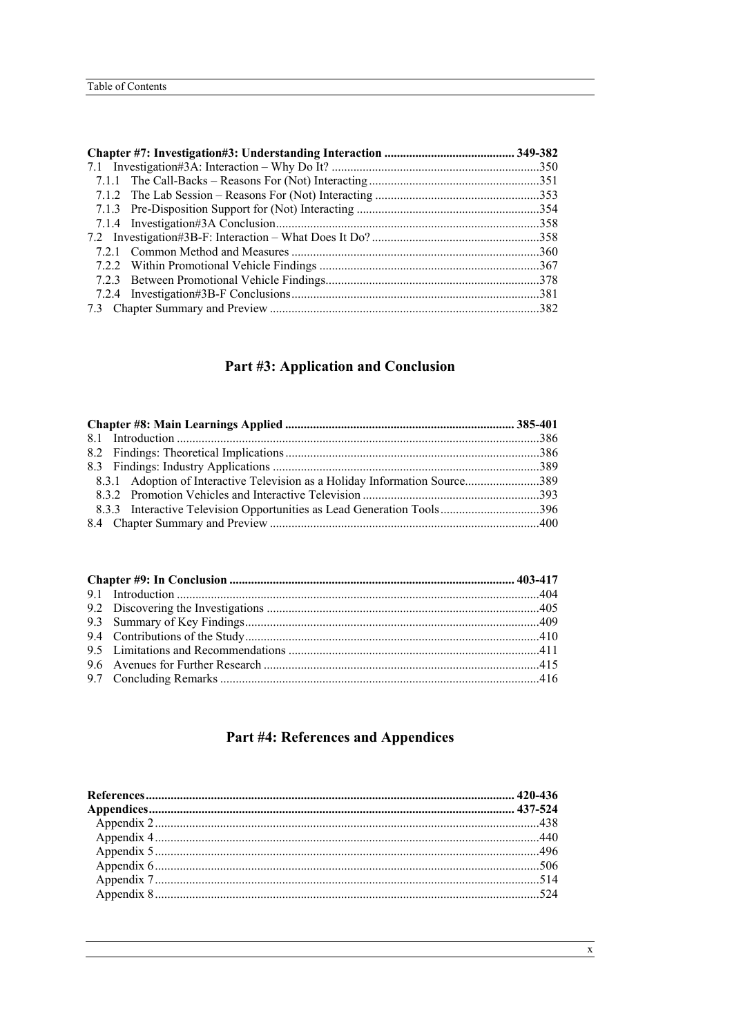**Chapter #7: Investigation#3: Understanding Interaction .......................................... 349-382**

7.1 Investigation#3A: Interaction – Why Do It? ..................................................................350

7.1.1 The Call-Backs – Reasons For (Not) Interacting .......................................................351

7.1.2 The Lab Session – Reasons For (Not) Interacting .....................................................353

7.1.3 Pre-Disposition Support for (Not) Interacting ...........................................................354

7.1.4 Investigation#3A Conclusion.....................................................................................358

7.2 Investigation#3B-F: Interaction – What Does It Do? ......................................................358

7.2.1 Common Method and Measures ................................................................................360

7.2.2 Within Promotional Vehicle Findings .......................................................................367

7.2.3 Between Promotional Vehicle Findings.....................................................................378

7.2.4 Investigation#3B-F Conclusions................................................................................381

7.3 Chapter Summary and Preview .......................................................................................382

## Part #3: Application and Conclusion

**Chapter #8: Main Learnings Applied ......................................................................... 385-401**

8.1 Introduction ....................................................................................................................386

8.2 Findings: Theoretical Implications..................................................................................386

8.3 Findings: Industry Applications ......................................................................................389

8.3.1 Adoption of Interactive Television as a Holiday Information Source........................389

8.3.2 Promotion Vehicles and Interactive Television .........................................................393

8.3.3 Interactive Television Opportunities as Lead Generation Tools................................396

8.4 Chapter Summary and Preview .......................................................................................400

**Chapter #9: In Conclusion ........................................................................................... 403-417**

9.1 Introduction ....................................................................................................................404

9.2 Discovering the Investigations .......................................................................................405

9.3 Summary of Key Findings...............................................................................................409

9.4 Contributions of the Study...............................................................................................410

9.5 Limitations and Recommendations .................................................................................411

9.6 Avenues for Further Research .........................................................................................415

9.7 Concluding Remarks .......................................................................................................416

## Part #4: References and Appendices

**References...................................................................................................................... 420-436**

**Appendices.................................................................................................................... 437-524**

Appendix 2...........................................................................................................................438

Appendix 4...........................................................................................................................440

Appendix 5...........................................................................................................................496

Appendix 6...........................................................................................................................506

Appendix 7...........................................................................................................................514

Appendix 8...........................................................................................................................524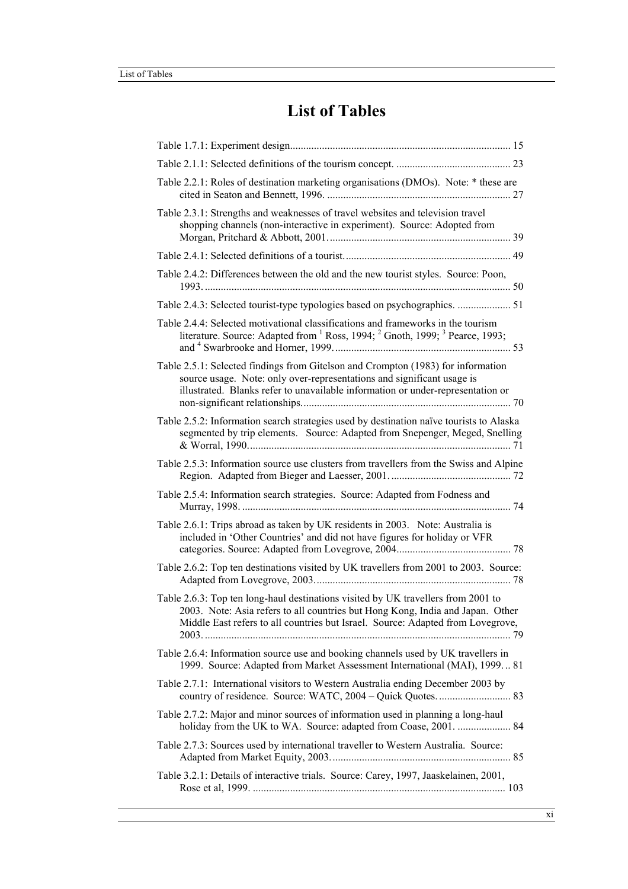# List of Tables

Table 1.7.1: Experiment design.................................................................................. 15

Table 2.1.1: Selected definitions of the tourism concept. ........................................... 23

Table 2.2.1: Roles of destination marketing organisations (DMOs). Note: * these are cited in Seaton and Bennett, 1996. ..................................................................... 27

Table 2.3.1: Strengths and weaknesses of travel websites and television travel shopping channels (non-interactive in experiment). Source: Adopted from Morgan, Pritchard & Abbott, 2001. .................................................................... 39

Table 2.4.1: Selected definitions of a tourist. ............................................................. 49

Table 2.4.2: Differences between the old and the new tourist styles. Source: Poon, 1993. .................................................................................................................. 50

Table 2.4.3: Selected tourist-type typologies based on psychographics. .................... 51

Table 2.4.4: Selected motivational classifications and frameworks in the tourism literature. Source: Adapted from [1] Ross, 1994; [2] Gnoth, 1999; [3] Pearce, 1993; and [4] Swarbrooke and Horner, 1999. ................................................................. 53

Table 2.5.1: Selected findings from Gitelson and Crompton (1983) for information source usage. Note: only over-representations and significant usage is illustrated. Blanks refer to unavailable information or under-representation or non-significant relationships. ............................................................................. 70

Table 2.5.2: Information search strategies used by destination naïve tourists to Alaska segmented by trip elements. Source: Adapted from Snepenger, Meged, Snelling & Worral, 1990. .................................................................................................. 71

Table 2.5.3: Information source use clusters from travellers from the Swiss and Alpine Region. Adapted from Bieger and Laesser, 2001. ............................................ 72

Table 2.5.4: Information search strategies. Source: Adapted from Fodness and Murray, 1998. .................................................................................................... 74

Table 2.6.1: Trips abroad as taken by UK residents in 2003. Note: Australia is included in ‘Other Countries’ and did not have figures for holiday or VFR categories. Source: Adapted from Lovegrove, 2004. .......................................... 78

Table 2.6.2: Top ten destinations visited by UK travellers from 2001 to 2003. Source: Adapted from Lovegrove, 2003. ........................................................................ 78

Table 2.6.3: Top ten long-haul destinations visited by UK travellers from 2001 to 2003. Note: Asia refers to all countries but Hong Kong, India and Japan. Other Middle East refers to all countries but Israel. Source: Adapted from Lovegrove, 2003. .................................................................................................................. 79

Table 2.6.4: Information source use and booking channels used by UK travellers in 1999. Source: Adapted from Market Assessment International (MAI), 1999. .. 81

Table 2.7.1: International visitors to Western Australia ending December 2003 by country of residence. Source: WATC, 2004 – Quick Quotes. ........................... 83

Table 2.7.2: Major and minor sources of information used in planning a long-haul holiday from the UK to WA. Source: adapted from Coase, 2001. .................... 84

Table 2.7.3: Sources used by international traveller to Western Australia. Source: Adapted from Market Equity, 2003. .................................................................. 85

Table 3.2.1: Details of interactive trials. Source: Carey, 1997, Jaaskelainen, 2001, Rose et al, 1999. ............................................................................................. 103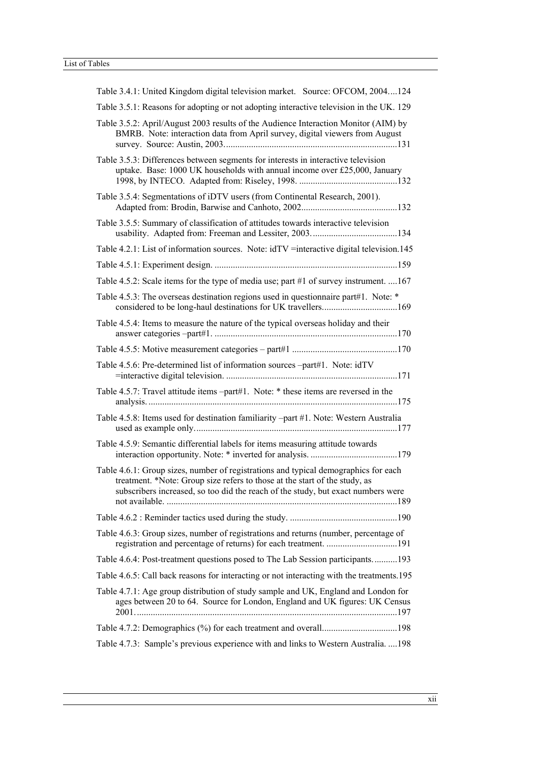Table 3.4.1: United Kingdom digital television market. Source: OFCOM, 2004....124

Table 3.5.1: Reasons for adopting or not adopting interactive television in the UK. 129

Table 3.5.2: April/August 2003 results of the Audience Interaction Monitor (AIM) by BMRB. Note: interaction data from April survey, digital viewers from August survey. Source: Austin, 2003............................................................................131

Table 3.5.3: Differences between segments for interests in interactive television uptake. Base: 1000 UK households with annual income over £25,000, January 1998, by INTECO. Adapted from: Riseley, 1998. ...........................................132

Table 3.5.4: Segmentations of iDTV users (from Continental Research, 2001). Adapted from: Brodin, Barwise and Canhoto, 2002..........................................132

Table 3.5.5: Summary of classification of attitudes towards interactive television usability. Adapted from: Freeman and Lessiter, 2003......................................134

Table 4.2.1: List of information sources. Note: idTV =interactive digital television.145

Table 4.5.1: Experiment design. ................................................................................159

Table 4.5.2: Scale items for the type of media use; part #1 of survey instrument. ....167

Table 4.5.3: The overseas destination regions used in questionnaire part#1. Note: * considered to be long-haul destinations for UK travellers.................................169

Table 4.5.4: Items to measure the nature of the typical overseas holiday and their answer categories –part#1. ................................................................................170

Table 4.5.5: Motive measurement categories – part#1 ..............................................170

Table 4.5.6: Pre-determined list of information sources –part#1. Note: idTV =interactive digital television. ...........................................................................171

Table 4.5.7: Travel attitude items –part#1. Note: * these items are reversed in the analysis. .............................................................................................................175

Table 4.5.8: Items used for destination familiarity –part #1. Note: Western Australia used as example only.........................................................................................177

Table 4.5.9: Semantic differential labels for items measuring attitude towards interaction opportunity. Note: * inverted for analysis. ......................................179

Table 4.6.1: Group sizes, number of registrations and typical demographics for each treatment. *Note: Group size refers to those at the start of the study, as subscribers increased, so too did the reach of the study, but exact numbers were not available. .....................................................................................................189

Table 4.6.2 : Reminder tactics used during the study. ...............................................190

Table 4.6.3: Group sizes, number of registrations and returns (number, percentage of registration and percentage of returns) for each treatment. ...............................191

Table 4.6.4: Post-treatment questions posed to The Lab Session participants. ..........193

Table 4.6.5: Call back reasons for interacting or not interacting with the treatments.195

Table 4.7.1: Age group distribution of study sample and UK, England and London for ages between 20 to 64. Source for London, England and UK figures: UK Census 2001..................................................................................................................197

Table 4.7.2: Demographics (%) for each treatment and overall.................................198

Table 4.7.3: Sample's previous experience with and links to Western Australia. ....198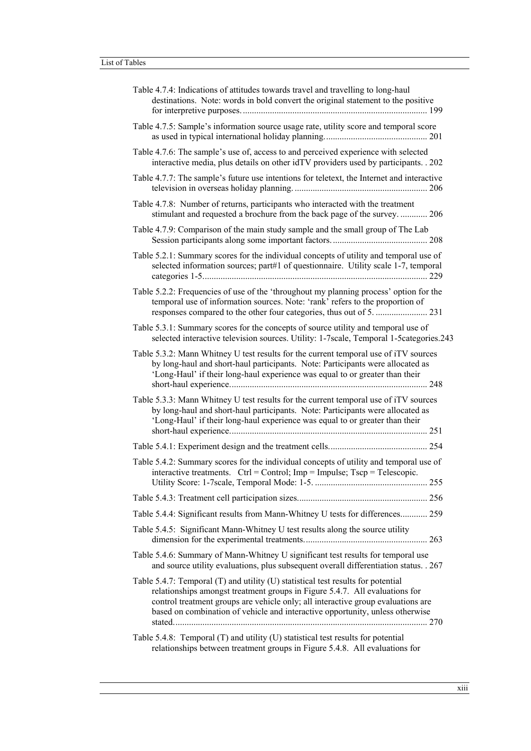Table 4.7.4: Indications of attitudes towards travel and travelling to long-haul destinations. Note: words in bold convert the original statement to the positive for interpretive purposes. .................................................................................... 199

Table 4.7.5: Sample's information source usage rate, utility score and temporal score as used in typical international holiday planning. ............................................ 201

Table 4.7.6: The sample's use of, access to and perceived experience with selected interactive media, plus details on other idTV providers used by participants. . 202

Table 4.7.7: The sample's future use intentions for teletext, the Internet and interactive television in overseas holiday planning. .......................................................... 206

Table 4.7.8: Number of returns, participants who interacted with the treatment stimulant and requested a brochure from the back page of the survey. ............ 206

Table 4.7.9: Comparison of the main study sample and the small group of The Lab Session participants along some important factors. .......................................... 208

Table 5.2.1: Summary scores for the individual concepts of utility and temporal use of selected information sources; part#1 of questionnaire. Utility scale 1-7, temporal categories 1-5.................................................................................................... 229

Table 5.2.2: Frequencies of use of the 'throughout my planning process' option for the temporal use of information sources. Note: 'rank' refers to the proportion of responses compared to the other four categories, thus out of 5. ....................... 231

Table 5.3.1: Summary scores for the concepts of source utility and temporal use of selected interactive television sources. Utility: 1-7scale, Temporal 1-5categories.243

Table 5.3.2: Mann Whitney U test results for the current temporal use of iTV sources by long-haul and short-haul participants. Note: Participants were allocated as 'Long-Haul' if their long-haul experience was equal to or greater than their short-haul experience....................................................................................... 248

Table 5.3.3: Mann Whitney U test results for the current temporal use of iTV sources by long-haul and short-haul participants. Note: Participants were allocated as 'Long-Haul' if their long-haul experience was equal to or greater than their short-haul experience....................................................................................... 251

Table 5.4.1: Experiment design and the treatment cells........................................... 254

Table 5.4.2: Summary scores for the individual concepts of utility and temporal use of interactive treatments. Ctrl = Control; Imp = Impulse; Tscp = Telescopic. Utility Score: 1-7scale, Temporal Mode: 1-5. .................................................. 255

Table 5.4.3: Treatment cell participation sizes......................................................... 256

Table 5.4.4: Significant results from Mann-Whitney U tests for differences............ 259

Table 5.4.5: Significant Mann-Whitney U test results along the source utility dimension for the experimental treatments...................................................... 263

Table 5.4.6: Summary of Mann-Whitney U significant test results for temporal use and source utility evaluations, plus subsequent overall differentiation status. . 267

Table 5.4.7: Temporal (T) and utility (U) statistical test results for potential relationships amongst treatment groups in Figure 5.4.7. All evaluations for control treatment groups are vehicle only; all interactive group evaluations are based on combination of vehicle and interactive opportunity, unless otherwise stated................................................................................................................ 270

Table 5.4.8: Temporal (T) and utility (U) statistical test results for potential relationships between treatment groups in Figure 5.4.8. All evaluations for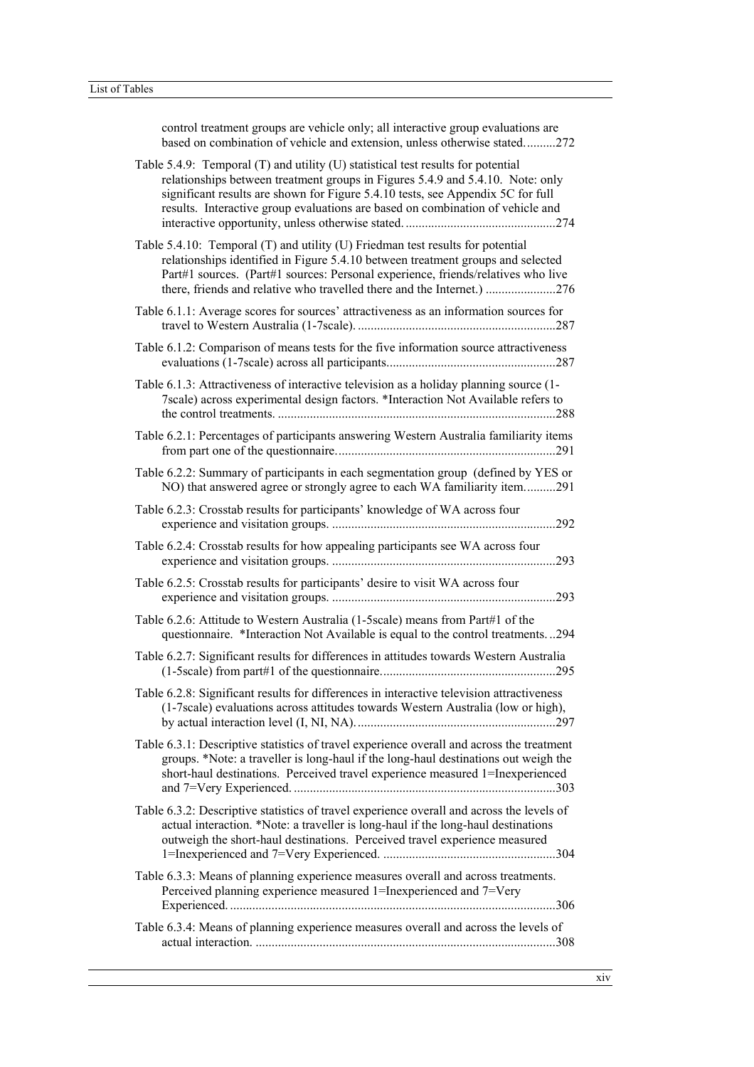control treatment groups are vehicle only; all interactive group evaluations are based on combination of vehicle and extension, unless otherwise stated..........272

Table 5.4.9: Temporal (T) and utility (U) statistical test results for potential relationships between treatment groups in Figures 5.4.9 and 5.4.10. Note: only significant results are shown for Figure 5.4.10 tests, see Appendix 5C for full results. Interactive group evaluations are based on combination of vehicle and interactive opportunity, unless otherwise stated. ...............................................274

Table 5.4.10: Temporal (T) and utility (U) Friedman test results for potential relationships identified in Figure 5.4.10 between treatment groups and selected Part#1 sources. (Part#1 sources: Personal experience, friends/relatives who live there, friends and relative who travelled there and the Internet.) ......................276

Table 6.1.1: Average scores for sources' attractiveness as an information sources for travel to Western Australia (1-7scale). .............................................................287

Table 6.1.2: Comparison of means tests for the five information source attractiveness evaluations (1-7scale) across all participants.....................................................287

Table 6.1.3: Attractiveness of interactive television as a holiday planning source (1-7scale) across experimental design factors. *Interaction Not Available refers to the control treatments. .......................................................................................288

Table 6.2.1: Percentages of participants answering Western Australia familiarity items from part one of the questionnaire....................................................................291

Table 6.2.2: Summary of participants in each segmentation group (defined by YES or NO) that answered agree or strongly agree to each WA familiarity item..........291

Table 6.2.3: Crosstab results for participants' knowledge of WA across four experience and visitation groups. .....................................................................292

Table 6.2.4: Crosstab results for how appealing participants see WA across four experience and visitation groups. .....................................................................293

Table 6.2.5: Crosstab results for participants' desire to visit WA across four experience and visitation groups. .....................................................................293

Table 6.2.6: Attitude to Western Australia (1-5scale) means from Part#1 of the questionnaire. *Interaction Not Available is equal to the control treatments. ..294

Table 6.2.7: Significant results for differences in attitudes towards Western Australia (1-5scale) from part#1 of the questionnaire......................................................295

Table 6.2.8: Significant results for differences in interactive television attractiveness (1-7scale) evaluations across attitudes towards Western Australia (low or high), by actual interaction level (I, NI, NA)..............................................................297

Table 6.3.1: Descriptive statistics of travel experience overall and across the treatment groups. *Note: a traveller is long-haul if the long-haul destinations out weigh the short-haul destinations. Perceived travel experience measured 1=Inexperienced and 7=Very Experienced. .................................................................................303

Table 6.3.2: Descriptive statistics of travel experience overall and across the levels of actual interaction. *Note: a traveller is long-haul if the long-haul destinations outweigh the short-haul destinations. Perceived travel experience measured 1=Inexperienced and 7=Very Experienced. ......................................................304

Table 6.3.3: Means of planning experience measures overall and across treatments. Perceived planning experience measured 1=Inexperienced and 7=Very Experienced. .....................................................................................................306

Table 6.3.4: Means of planning experience measures overall and across the levels of actual interaction. .............................................................................................308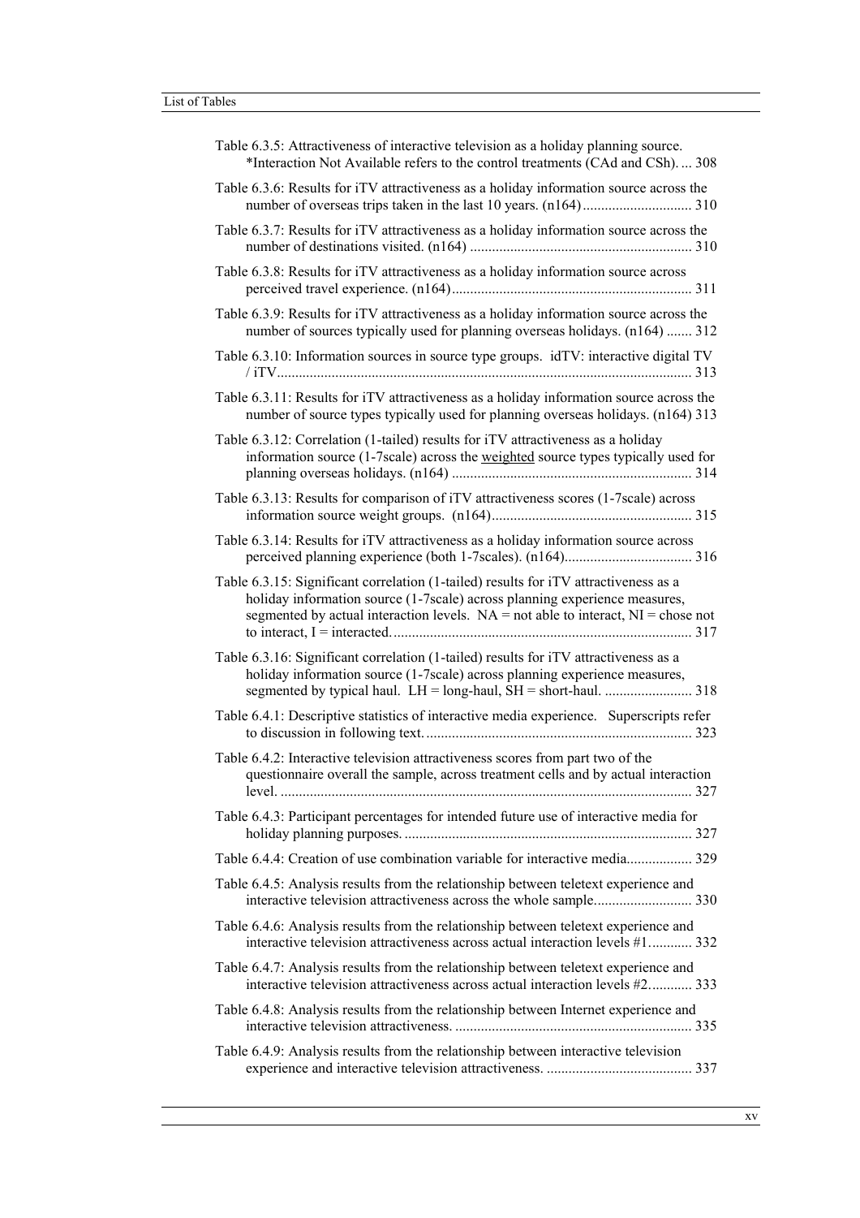Table 6.3.5: Attractiveness of interactive television as a holiday planning source. *Interaction Not Available refers to the control treatments (CAd and CSh). ... 308

Table 6.3.6: Results for iTV attractiveness as a holiday information source across the number of overseas trips taken in the last 10 years. (n164) ............................. 310

Table 6.3.7: Results for iTV attractiveness as a holiday information source across the number of destinations visited. (n164) ............................................................ 310

Table 6.3.8: Results for iTV attractiveness as a holiday information source across perceived travel experience. (n164)................................................................. 311

Table 6.3.9: Results for iTV attractiveness as a holiday information source across the number of sources typically used for planning overseas holidays. (n164) ....... 312

Table 6.3.10: Information sources in source type groups. idTV: interactive digital TV / iTV................................................................................................................. 313

Table 6.3.11: Results for iTV attractiveness as a holiday information source across the number of source types typically used for planning overseas holidays. (n164) 313

Table 6.3.12: Correlation (1-tailed) results for iTV attractiveness as a holiday information source (1-7scale) across the weighted source types typically used for planning overseas holidays. (n164) ................................................................. 314

Table 6.3.13: Results for comparison of iTV attractiveness scores (1-7scale) across information source weight groups. (n164)...................................................... 315

Table 6.3.14: Results for iTV attractiveness as a holiday information source across perceived planning experience (both 1-7scales). (n164).................................. 316

Table 6.3.15: Significant correlation (1-tailed) results for iTV attractiveness as a holiday information source (1-7scale) across planning experience measures, segmented by actual interaction levels. NA = not able to interact, NI = chose not to interact, I = interacted................................................................................. 317

Table 6.3.16: Significant correlation (1-tailed) results for iTV attractiveness as a holiday information source (1-7scale) across planning experience measures, segmented by typical haul. LH = long-haul, SH = short-haul. ........................ 318

Table 6.4.1: Descriptive statistics of interactive media experience. Superscripts refer to discussion in following text......................................................................... 323

Table 6.4.2: Interactive television attractiveness scores from part two of the questionnaire overall the sample, across treatment cells and by actual interaction level. ................................................................................................................ 327

Table 6.4.3: Participant percentages for intended future use of interactive media for holiday planning purposes. .............................................................................. 327

Table 6.4.4: Creation of use combination variable for interactive media.................. 329

Table 6.4.5: Analysis results from the relationship between teletext experience and interactive television attractiveness across the whole sample........................... 330

Table 6.4.6: Analysis results from the relationship between teletext experience and interactive television attractiveness across actual interaction levels #1............ 332

Table 6.4.7: Analysis results from the relationship between teletext experience and interactive television attractiveness across actual interaction levels #2............ 333

Table 6.4.8: Analysis results from the relationship between Internet experience and interactive television attractiveness. ................................................................ 335

Table 6.4.9: Analysis results from the relationship between interactive television experience and interactive television attractiveness. ........................................ 337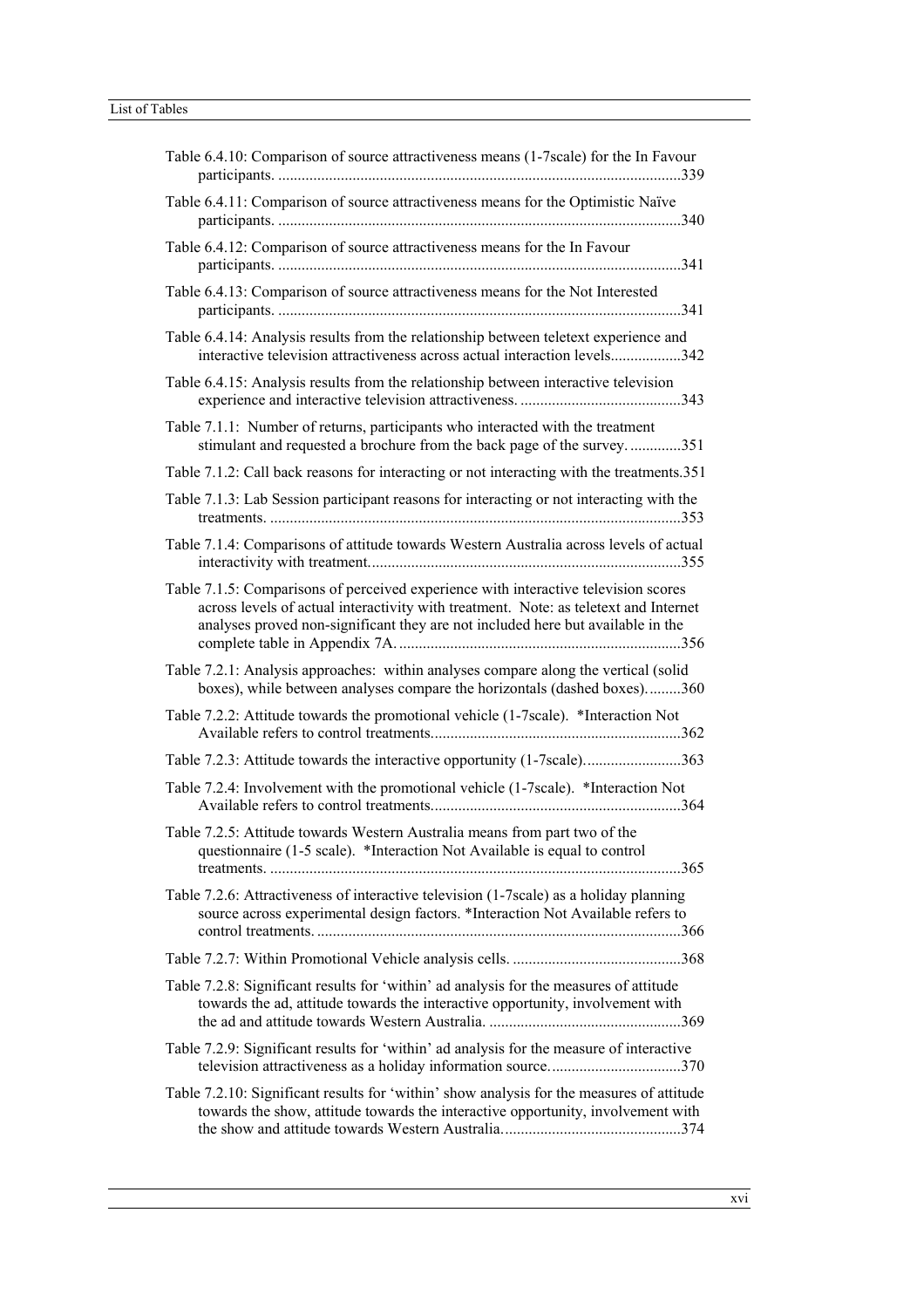Table 6.4.10: Comparison of source attractiveness means (1-7scale) for the In Favour participants. ....................................................................................................339

Table 6.4.11: Comparison of source attractiveness means for the Optimistic Naïve participants. ....................................................................................................340

Table 6.4.12: Comparison of source attractiveness means for the In Favour participants. ....................................................................................................341

Table 6.4.13: Comparison of source attractiveness means for the Not Interested participants. ....................................................................................................341

Table 6.4.14: Analysis results from the relationship between teletext experience and interactive television attractiveness across actual interaction levels..................342

Table 6.4.15: Analysis results from the relationship between interactive television experience and interactive television attractiveness. .........................................343

Table 7.1.1: Number of returns, participants who interacted with the treatment stimulant and requested a brochure from the back page of the survey. .............351

Table 7.1.2: Call back reasons for interacting or not interacting with the treatments.351

Table 7.1.3: Lab Session participant reasons for interacting or not interacting with the treatments. ........................................................................................................353

Table 7.1.4: Comparisons of attitude towards Western Australia across levels of actual interactivity with treatment..............................................................................355

Table 7.1.5: Comparisons of perceived experience with interactive television scores across levels of actual interactivity with treatment. Note: as teletext and Internet analyses proved non-significant they are not included here but available in the complete table in Appendix 7A. .......................................................................356

Table 7.2.1: Analysis approaches: within analyses compare along the vertical (solid boxes), while between analyses compare the horizontals (dashed boxes).........360

Table 7.2.2: Attitude towards the promotional vehicle (1-7scale). *Interaction Not Available refers to control treatments...............................................................362

Table 7.2.3: Attitude towards the interactive opportunity (1-7scale).........................363

Table 7.2.4: Involvement with the promotional vehicle (1-7scale). *Interaction Not Available refers to control treatments...............................................................364

Table 7.2.5: Attitude towards Western Australia means from part two of the questionnaire (1-5 scale). *Interaction Not Available is equal to control treatments. ........................................................................................................365

Table 7.2.6: Attractiveness of interactive television (1-7scale) as a holiday planning source across experimental design factors. *Interaction Not Available refers to control treatments. ............................................................................................366

Table 7.2.7: Within Promotional Vehicle analysis cells. ...........................................368

Table 7.2.8: Significant results for 'within' ad analysis for the measures of attitude towards the ad, attitude towards the interactive opportunity, involvement with the ad and attitude towards Western Australia. .................................................369

Table 7.2.9: Significant results for 'within' ad analysis for the measure of interactive television attractiveness as a holiday information source.................................370

Table 7.2.10: Significant results for 'within' show analysis for the measures of attitude towards the show, attitude towards the interactive opportunity, involvement with the show and attitude towards Western Australia.............................................374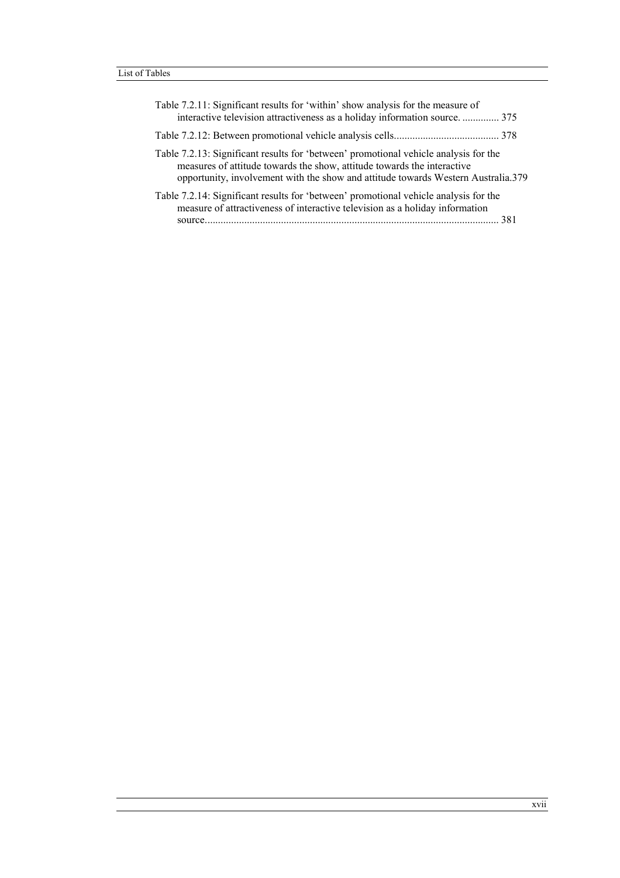Table 7.2.11: Significant results for 'within' show analysis for the measure of interactive television attractiveness as a holiday information source. .............. 375

Table 7.2.12: Between promotional vehicle analysis cells........................................ 378

Table 7.2.13: Significant results for 'between' promotional vehicle analysis for the measures of attitude towards the show, attitude towards the interactive opportunity, involvement with the show and attitude towards Western Australia.379

Table 7.2.14: Significant results for 'between' promotional vehicle analysis for the measure of attractiveness of interactive television as a holiday information source................................................................................................................ 381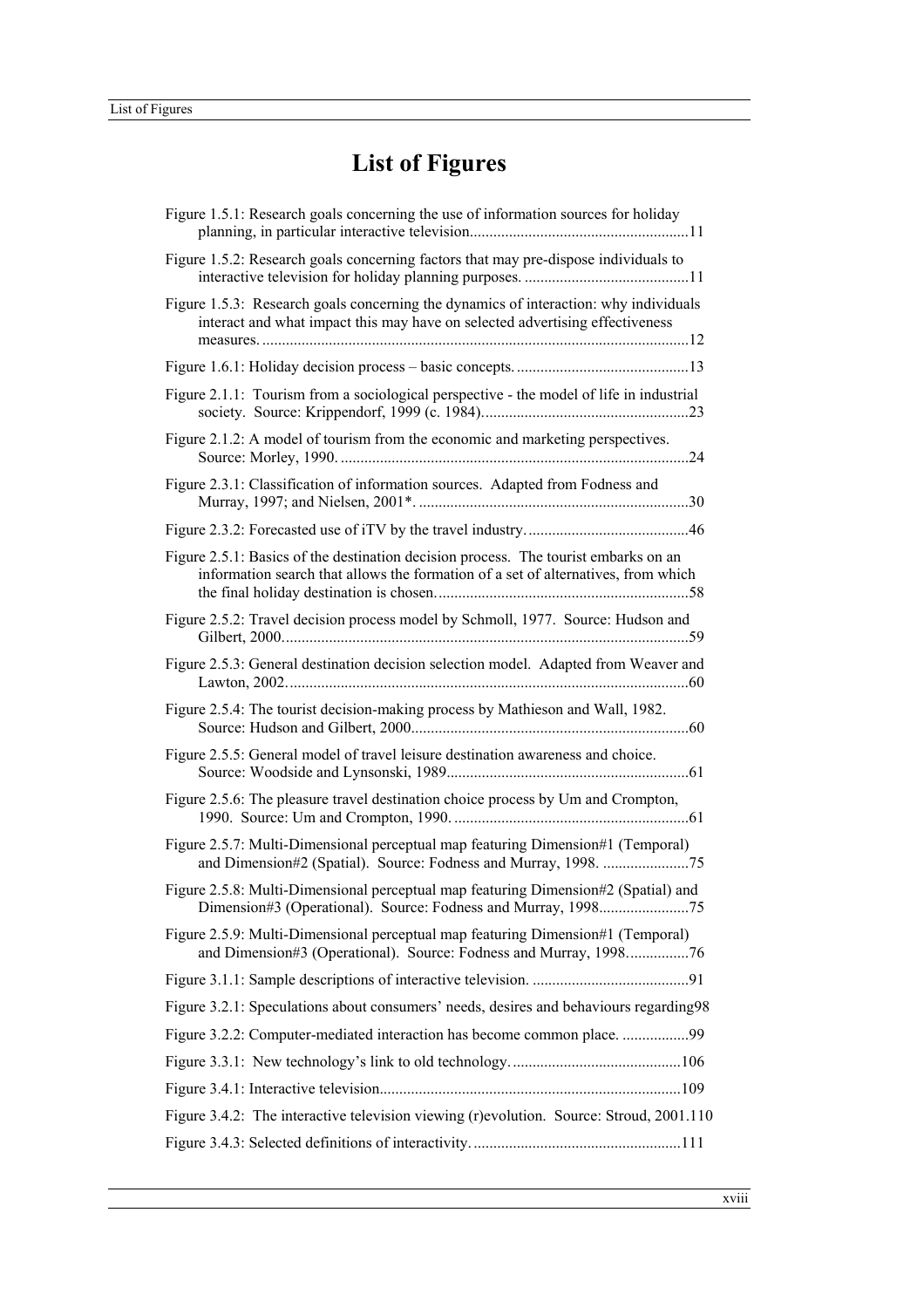# List of Figures

Figure 1.5.1: Research goals concerning the use of information sources for holiday planning, in particular interactive television........................................................11

Figure 1.5.2: Research goals concerning factors that may pre-dispose individuals to interactive television for holiday planning purposes. ..........................................11

Figure 1.5.3: Research goals concerning the dynamics of interaction: why individuals interact and what impact this may have on selected advertising effectiveness measures. ............................................................................................................12

Figure 1.6.1: Holiday decision process – basic concepts. ............................................13

Figure 2.1.1: Tourism from a sociological perspective - the model of life in industrial society. Source: Krippendorf, 1999 (c. 1984)....................................................23

Figure 2.1.2: A model of tourism from the economic and marketing perspectives. Source: Morley, 1990. .........................................................................................24

Figure 2.3.1: Classification of information sources. Adapted from Fodness and Murray, 1997; and Nielsen, 2001*. ....................................................................30

Figure 2.3.2: Forecasted use of iTV by the travel industry. .........................................46

Figure 2.5.1: Basics of the destination decision process. The tourist embarks on an information search that allows the formation of a set of alternatives, from which the final holiday destination is chosen. ................................................................58

Figure 2.5.2: Travel decision process model by Schmoll, 1977. Source: Hudson and Gilbert, 2000. .......................................................................................................59

Figure 2.5.3: General destination decision selection model. Adapted from Weaver and Lawton, 2002. .....................................................................................................60

Figure 2.5.4: The tourist decision-making process by Mathieson and Wall, 1982. Source: Hudson and Gilbert, 2000.......................................................................60

Figure 2.5.5: General model of travel leisure destination awareness and choice. Source: Woodside and Lynsonski, 1989.............................................................61

Figure 2.5.6: The pleasure travel destination choice process by Um and Crompton, 1990. Source: Um and Crompton, 1990. ............................................................61

Figure 2.5.7: Multi-Dimensional perceptual map featuring Dimension#1 (Temporal) and Dimension#2 (Spatial). Source: Fodness and Murray, 1998. ......................75

Figure 2.5.8: Multi-Dimensional perceptual map featuring Dimension#2 (Spatial) and Dimension#3 (Operational). Source: Fodness and Murray, 1998.......................75

Figure 2.5.9: Multi-Dimensional perceptual map featuring Dimension#1 (Temporal) and Dimension#3 (Operational). Source: Fodness and Murray, 1998................76

Figure 3.1.1: Sample descriptions of interactive television. ........................................91

Figure 3.2.1: Speculations about consumers' needs, desires and behaviours regarding98

Figure 3.2.2: Computer-mediated interaction has become common place. .................99

Figure 3.3.1: New technology's link to old technology. ...........................................106

Figure 3.4.1: Interactive television............................................................................109

Figure 3.4.2: The interactive television viewing (r)evolution. Source: Stroud, 2001.110

Figure 3.4.3: Selected definitions of interactivity. .....................................................111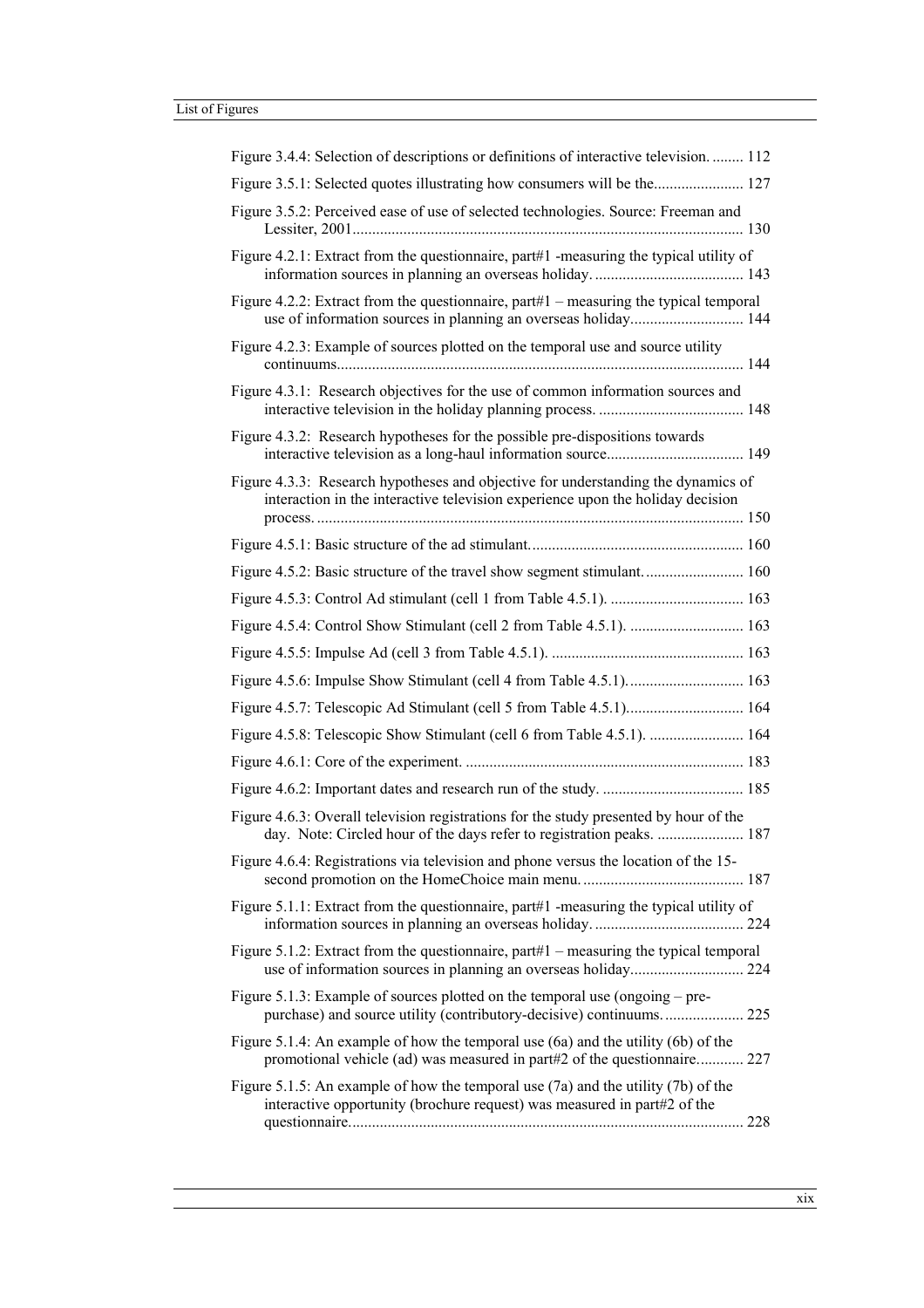Figure 3.4.4: Selection of descriptions or definitions of interactive television. ........ 112

Figure 3.5.1: Selected quotes illustrating how consumers will be the....................... 127

Figure 3.5.2: Perceived ease of use of selected technologies. Source: Freeman and Lessiter, 2001................................................................................................... 130

Figure 4.2.1: Extract from the questionnaire, part#1 -measuring the typical utility of information sources in planning an overseas holiday. ...................................... 143

Figure 4.2.2: Extract from the questionnaire, part#1 – measuring the typical temporal use of information sources in planning an overseas holiday............................ 144

Figure 4.2.3: Example of sources plotted on the temporal use and source utility continuums....................................................................................................... 144

Figure 4.3.1: Research objectives for the use of common information sources and interactive television in the holiday planning process. ..................................... 148

Figure 4.3.2: Research hypotheses for the possible pre-dispositions towards interactive television as a long-haul information source.................................. 149

Figure 4.3.3: Research hypotheses and objective for understanding the dynamics of interaction in the interactive television experience upon the holiday decision process. ............................................................................................................ 150

Figure 4.5.1: Basic structure of the ad stimulant...................................................... 160

Figure 4.5.2: Basic structure of the travel show segment stimulant.......................... 160

Figure 4.5.3: Control Ad stimulant (cell 1 from Table 4.5.1). .................................. 163

Figure 4.5.4: Control Show Stimulant (cell 2 from Table 4.5.1). ............................. 163

Figure 4.5.5: Impulse Ad (cell 3 from Table 4.5.1). ................................................. 163

Figure 4.5.6: Impulse Show Stimulant (cell 4 from Table 4.5.1).............................. 163

Figure 4.5.7: Telescopic Ad Stimulant (cell 5 from Table 4.5.1).............................. 164

Figure 4.5.8: Telescopic Show Stimulant (cell 6 from Table 4.5.1). ........................ 164

Figure 4.6.1: Core of the experiment. ....................................................................... 183

Figure 4.6.2: Important dates and research run of the study. .................................... 185

Figure 4.6.3: Overall television registrations for the study presented by hour of the day. Note: Circled hour of the days refer to registration peaks. ...................... 187

Figure 4.6.4: Registrations via television and phone versus the location of the 15-second promotion on the HomeChoice main menu......................................... 187

Figure 5.1.1: Extract from the questionnaire, part#1 -measuring the typical utility of information sources in planning an overseas holiday. ...................................... 224

Figure 5.1.2: Extract from the questionnaire, part#1 – measuring the typical temporal use of information sources in planning an overseas holiday............................ 224

Figure 5.1.3: Example of sources plotted on the temporal use (ongoing – pre-purchase) and source utility (contributory-decisive) continuums..................... 225

Figure 5.1.4: An example of how the temporal use (6a) and the utility (6b) of the promotional vehicle (ad) was measured in part#2 of the questionnaire............ 227

Figure 5.1.5: An example of how the temporal use (7a) and the utility (7b) of the interactive opportunity (brochure request) was measured in part#2 of the questionnaire.................................................................................................... 228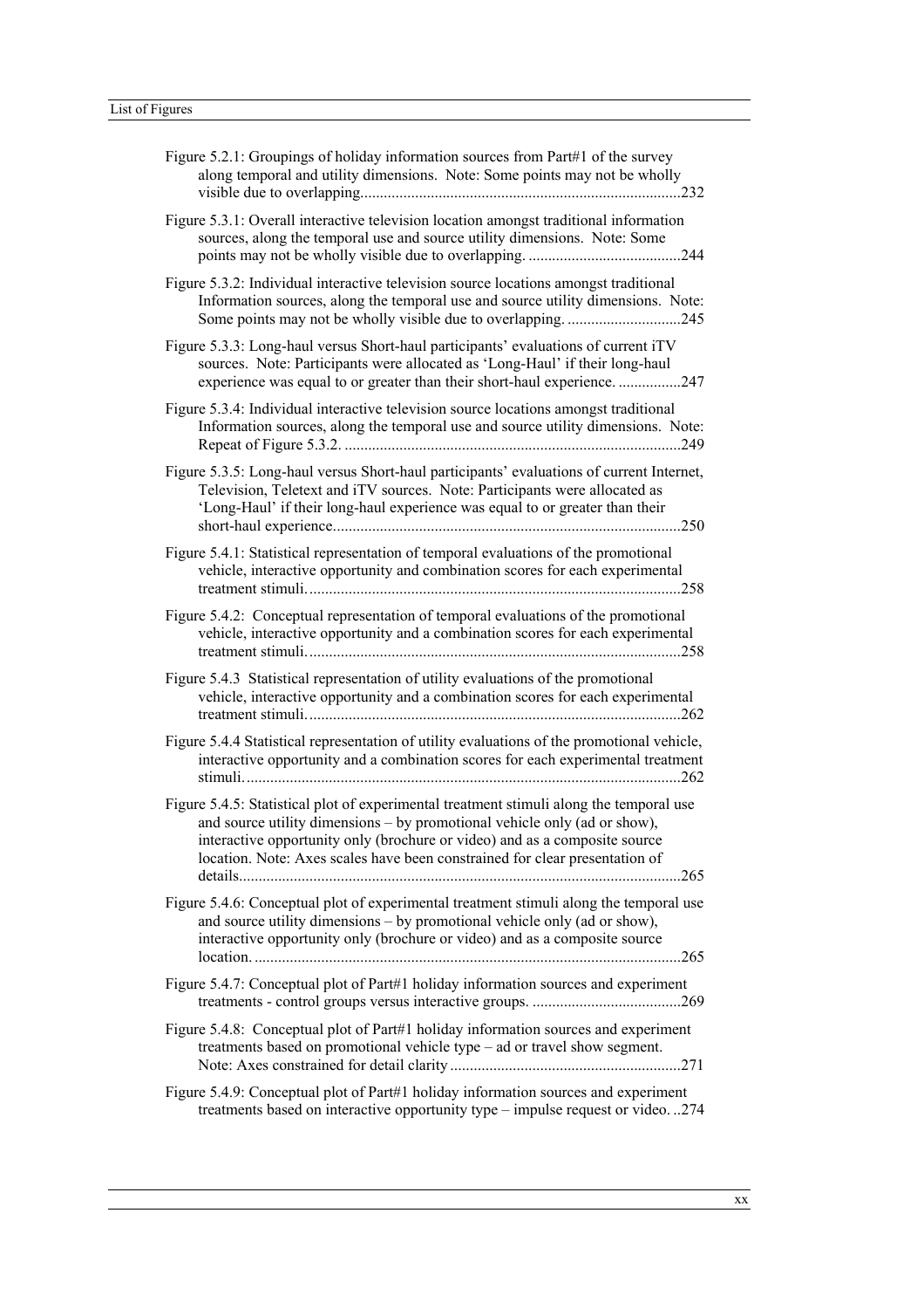Figure 5.2.1: Groupings of holiday information sources from Part#1 of the survey along temporal and utility dimensions. Note: Some points may not be wholly visible due to overlapping..................................................................................232

Figure 5.3.1: Overall interactive television location amongst traditional information sources, along the temporal use and source utility dimensions. Note: Some points may not be wholly visible due to overlapping. .......................................244

Figure 5.3.2: Individual interactive television source locations amongst traditional Information sources, along the temporal use and source utility dimensions. Note: Some points may not be wholly visible due to overlapping. .............................245

Figure 5.3.3: Long-haul versus Short-haul participants' evaluations of current iTV sources. Note: Participants were allocated as 'Long-Haul' if their long-haul experience was equal to or greater than their short-haul experience. ................247

Figure 5.3.4: Individual interactive television source locations amongst traditional Information sources, along the temporal use and source utility dimensions. Note: Repeat of Figure 5.3.2. .....................................................................................249

Figure 5.3.5: Long-haul versus Short-haul participants' evaluations of current Internet, Television, Teletext and iTV sources. Note: Participants were allocated as 'Long-Haul' if their long-haul experience was equal to or greater than their short-haul experience........................................................................................250

Figure 5.4.1: Statistical representation of temporal evaluations of the promotional vehicle, interactive opportunity and combination scores for each experimental treatment stimuli..............................................................................................258

Figure 5.4.2: Conceptual representation of temporal evaluations of the promotional vehicle, interactive opportunity and a combination scores for each experimental treatment stimuli..............................................................................................258

Figure 5.4.3 Statistical representation of utility evaluations of the promotional vehicle, interactive opportunity and a combination scores for each experimental treatment stimuli..............................................................................................262

Figure 5.4.4 Statistical representation of utility evaluations of the promotional vehicle, interactive opportunity and a combination scores for each experimental treatment stimuli..............................................................................................................262

Figure 5.4.5: Statistical plot of experimental treatment stimuli along the temporal use and source utility dimensions – by promotional vehicle only (ad or show), interactive opportunity only (brochure or video) and as a composite source location. Note: Axes scales have been constrained for clear presentation of details................................................................................................................265

Figure 5.4.6: Conceptual plot of experimental treatment stimuli along the temporal use and source utility dimensions – by promotional vehicle only (ad or show), interactive opportunity only (brochure or video) and as a composite source location. ............................................................................................................265

Figure 5.4.7: Conceptual plot of Part#1 holiday information sources and experiment treatments - control groups versus interactive groups. ......................................269

Figure 5.4.8: Conceptual plot of Part#1 holiday information sources and experiment treatments based on promotional vehicle type – ad or travel show segment. Note: Axes constrained for detail clarity ..........................................................271

Figure 5.4.9: Conceptual plot of Part#1 holiday information sources and experiment treatments based on interactive opportunity type – impulse request or video. ..274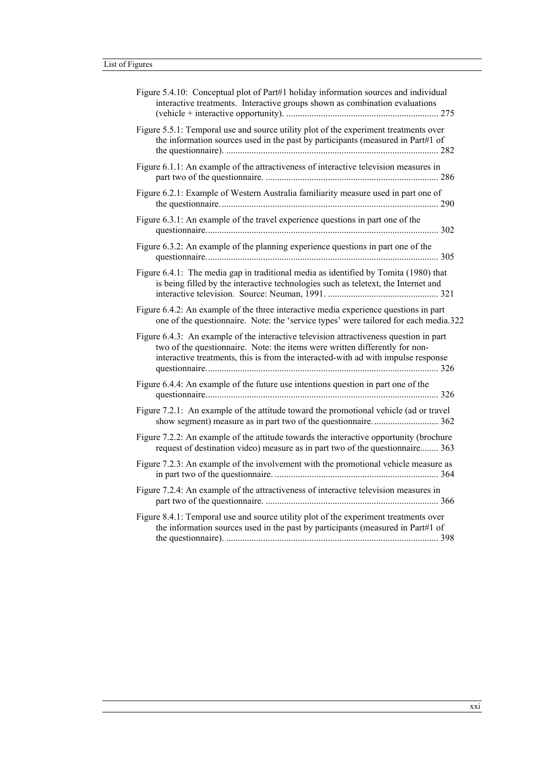Figure 5.4.10: Conceptual plot of Part#1 holiday information sources and individual interactive treatments. Interactive groups shown as combination evaluations (vehicle + interactive opportunity). .................................................................. 275

Figure 5.5.1: Temporal use and source utility plot of the experiment treatments over the information sources used in the past by participants (measured in Part#1 of the questionnaire). ........................................................................................... 282

Figure 6.1.1: An example of the attractiveness of interactive television measures in part two of the questionnaire. ........................................................................... 286

Figure 6.2.1: Example of Western Australia familiarity measure used in part one of the questionnaire.............................................................................................. 290

Figure 6.3.1: An example of the travel experience questions in part one of the questionnaire.................................................................................................... 302

Figure 6.3.2: An example of the planning experience questions in part one of the questionnaire.................................................................................................... 305

Figure 6.4.1: The media gap in traditional media as identified by Tomita (1980) that is being filled by the interactive technologies such as teletext, the Internet and interactive television. Source: Neuman, 1991. ................................................ 321

Figure 6.4.2: An example of the three interactive media experience questions in part one of the questionnaire. Note: the 'service types' were tailored for each media.322

Figure 6.4.3: An example of the interactive television attractiveness question in part two of the questionnaire. Note: the items were written differently for non-interactive treatments, this is from the interacted-with ad with impulse response questionnaire.................................................................................................... 326

Figure 6.4.4: An example of the future use intentions question in part one of the questionnaire.................................................................................................... 326

Figure 7.2.1: An example of the attitude toward the promotional vehicle (ad or travel show segment) measure as in part two of the questionnaire............................. 362

Figure 7.2.2: An example of the attitude towards the interactive opportunity (brochure request of destination video) measure as in part two of the questionnaire........ 363

Figure 7.2.3: An example of the involvement with the promotional vehicle measure as in part two of the questionnaire. ....................................................................... 364

Figure 7.2.4: An example of the attractiveness of interactive television measures in part two of the questionnaire. ........................................................................... 366

Figure 8.4.1: Temporal use and source utility plot of the experiment treatments over the information sources used in the past by participants (measured in Part#1 of the questionnaire). ........................................................................................... 398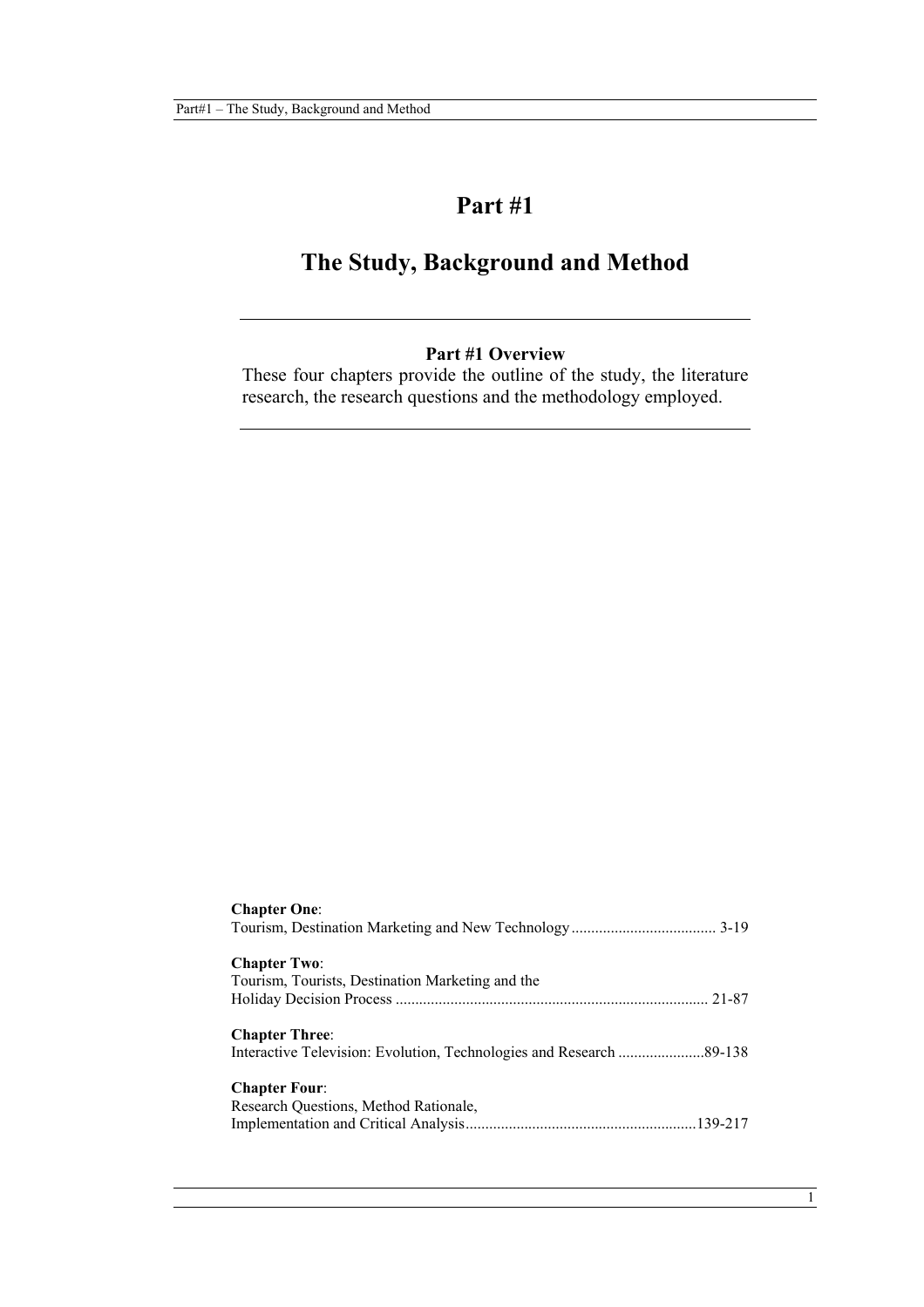# Part #1

# The Study, Background and Method

**Part #1 Overview**

These four chapters provide the outline of the study, the literature research, the research questions and the methodology employed.

**Chapter One**:
Tourism, Destination Marketing and New Technology ..................................... 3-19

**Chapter Two**:
Tourism, Tourists, Destination Marketing and the Holiday Decision Process ............................................................................... 21-87

**Chapter Three**:
Interactive Television: Evolution, Technologies and Research ......................89-138

**Chapter Four**:
Research Questions, Method Rationale, Implementation and Critical Analysis...........................................................139-217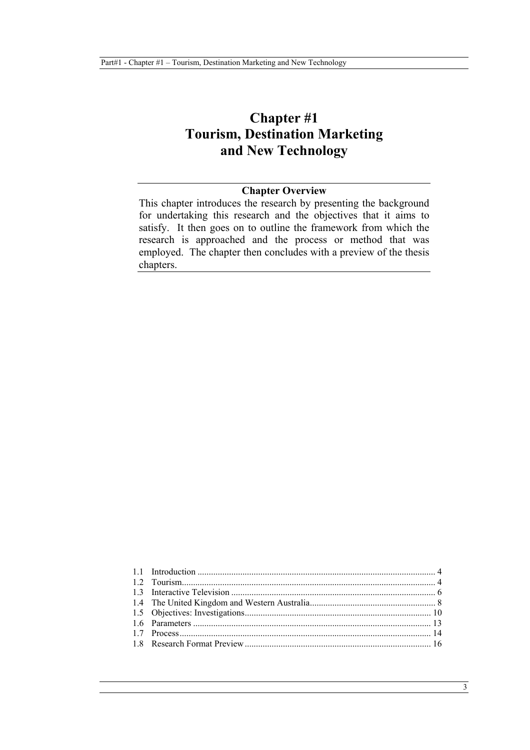# Chapter #1
# Tourism, Destination Marketing and New Technology

**Chapter Overview**

This chapter introduces the research by presenting the background for undertaking this research and the objectives that it aims to satisfy. It then goes on to outline the framework from which the research is approached and the process or method that was employed. The chapter then concludes with a preview of the thesis chapters.

1.1 Introduction ......................................................................................................... 4
1.2 Tourism................................................................................................................ 4
1.3 Interactive Television .......................................................................................... 6
1.4 The United Kingdom and Western Australia....................................................... 8
1.5 Objectives: Investigations.................................................................................. 10
1.6 Parameters ......................................................................................................... 13
1.7 Process............................................................................................................... 14
1.8 Research Format Preview .................................................................................. 16